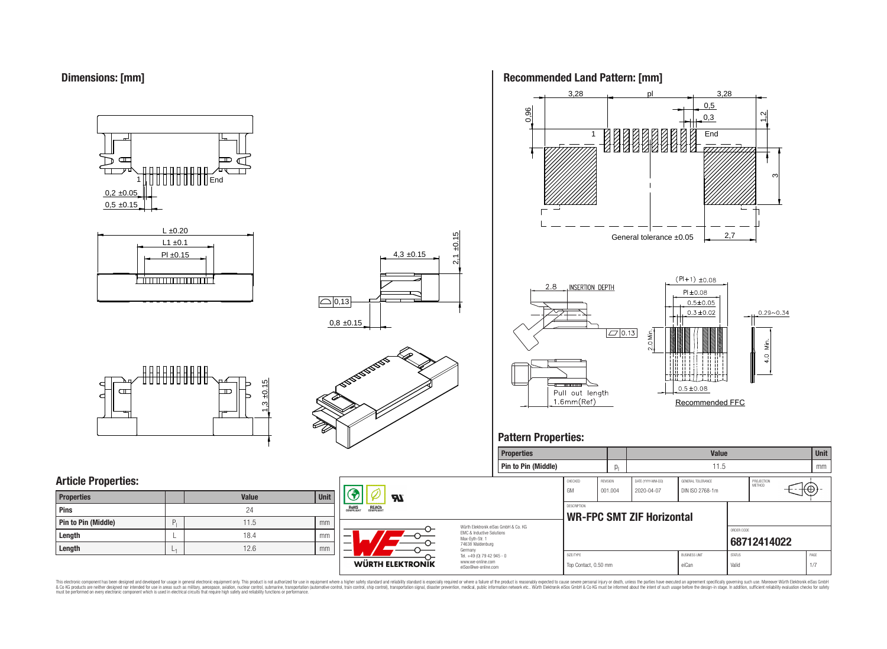## Dimensions: [mm]

1 End

0,2 ±0.05

0,5 ±0.15

L ±0.20

L1 ±0.1

Pl ±0.15

4,3 ±0.15

2,1 ±0.15

0,13

0,8 ±0.15

1,3 ±0.15

## Recommended Land Pattern: [mm]

3,28 pl 3,28

0,5

0,3

0.96

1.2

1 End

3

General tolerance ±0.05

2,7

2.8 INSERTION DEPTH

0.13

Pull out length 1.6mm(Ref)

(Pl+1) ±0.08

Pl ±0.08

0.5±0.05

0.3±0.02

0.29~0.34

2.0 Min.

4.0 Min.

0.5±0.08

Recommended FFC

## Pattern Properties:

| Properties | | Value | Unit |
|---|---|---|---|
| Pin to Pin (Middle) | $p_l$ | 11.5 | mm |

## Article Properties:

| Properties | | Value | Unit |
|---|---|---|---|
| Pins | | 24 | |
| Pin to Pin (Middle) | $P_l$ | 11.5 | mm |
| Length | L | 18.4 | mm |
| Length | $L_1$ | 12.6 | mm |

| CHECKED | REVISION | DATE (YYYY-MM-DD) | GENERAL TOLERANCE | PROJECTION METHOD |
|---|---|---|---|---|
| GM | 001.004 | 2020-04-07 | DIN ISO 2768-1m | |

DESCRIPTION

**WR-FPC SMT ZIF Horizontal**

ORDER CODE

**68712414022**

| SIZE/TYPE | BUSINESS UNIT | STATUS | PAGE |
|---|---|---|---|
| Top Contact, 0.50 mm | eiCan | Valid | 1/7 |

Würth Elektronik eiSos GmbH & Co. KG
EMC & Inductive Solutions
Max-Eyth-Str. 1
74638 Waldenburg
Germany
Tel. +49 (0) 79 42 945 - 0
www.we-online.com
eiSos@we-online.com

WÜRTH ELEKTRONIK

RoHS COMPLIANT REACh COMPLIANT

This electronic component has been designed and developed for usage in general electronic equipment only. This product is not authorized for use in equipment where a higher safety standard and reliability standard is especially required or where a failure of the product is reasonably expected to cause severe personal injury or death, unless the parties have executed an agreement specifically governing such use. Moreover Würth Elektronik eiSos GmbH & Co KG products are neither designed nor intended for use in areas such as military, aerospace, aviation, nuclear control, submarine, transportation (automotive control, train control, ship control), transportation signal, disaster prevention, medical, public information network etc.. Würth Elektronik eiSos GmbH & Co KG must be informed about the intent of such usage before the design-in stage. In addition, sufficient reliability evaluation checks for safety must be performed on every electronic component which is used in electrical circuits that require high safety and reliability functions or performance.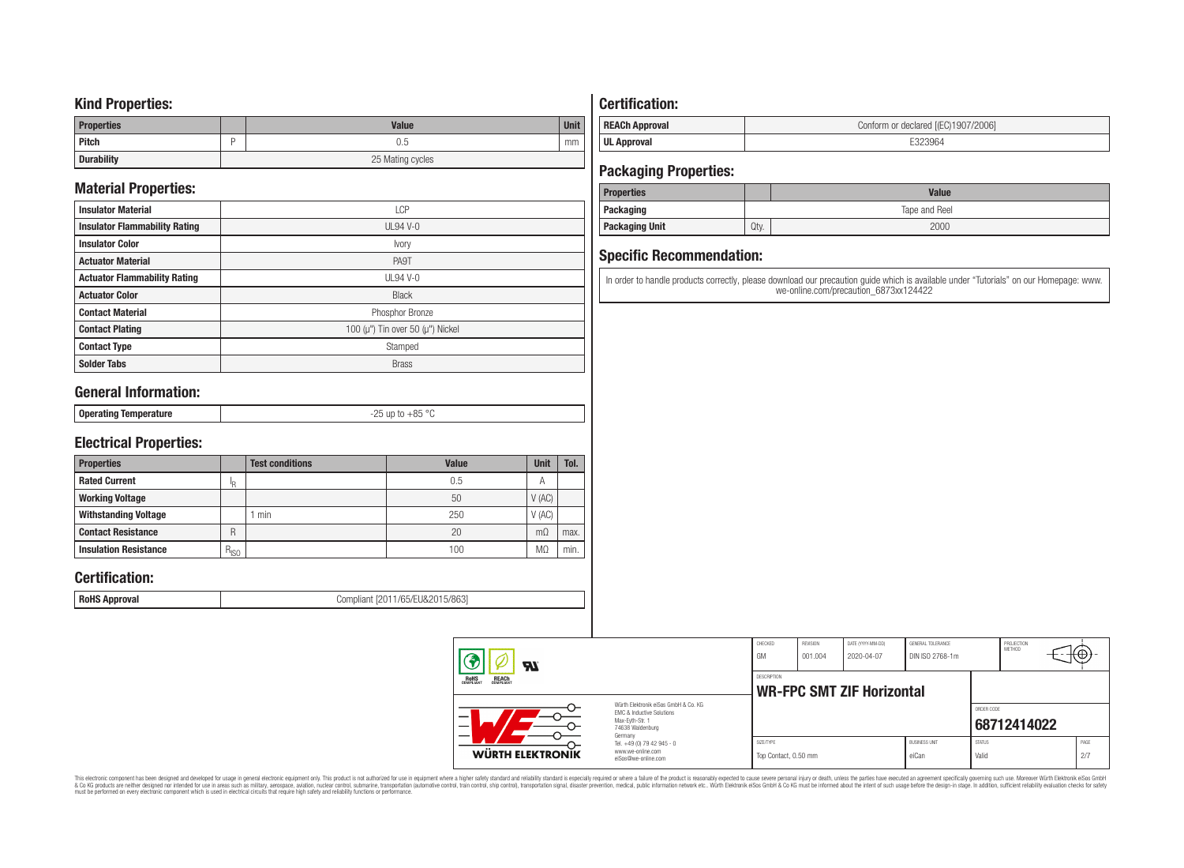## Kind Properties:

| Properties | | Value | Unit |
|---|---|---|---|
| Pitch | P | 0.5 | mm |
| Durability | | 25 Mating cycles | |

## Material Properties:

| | |
|---|---|
| Insulator Material | LCP |
| Insulator Flammability Rating | UL94 V-0 |
| Insulator Color | Ivory |
| Actuator Material | PA9T |
| Actuator Flammability Rating | UL94 V-0 |
| Actuator Color | Black |
| Contact Material | Phosphor Bronze |
| Contact Plating | 100 (µ") Tin over 50 (µ") Nickel |
| Contact Type | Stamped |
| Solder Tabs | Brass |

## General Information:

| | |
|---|---|
| Operating Temperature | -25 up to +85 °C |

## Electrical Properties:

| Properties | | Test conditions | Value | Unit | Tol. |
|---|---|---|---|---|---|
| Rated Current | $I_R$ | | 0.5 | A | |
| Working Voltage | | | 50 | V (AC) | |
| Withstanding Voltage | | 1 min | 250 | V (AC) | |
| Contact Resistance | R | | 20 | mΩ | max. |
| Insulation Resistance | $R_{ISO}$ | | 100 | MΩ | min. |

## Certification:

| | |
|---|---|
| RoHS Approval | Compliant [2011/65/EU&2015/863] |

## Certification:

| | |
|---|---|
| REACh Approval | Conform or declared [(EC)1907/2006] |
| UL Approval | E323964 |

## Packaging Properties:

| Properties | | Value |
|---|---|---|
| Packaging | | Tape and Reel |
| Packaging Unit | Qty. | 2000 |

## Specific Recommendation:

In order to handle products correctly, please download our precaution guide which is available under "Tutorials" on our Homepage: www.we-online.com/precaution_6873xx124422

| CHECKED | REVISION | DATE (YYYY-MM-DD) | GENERAL TOLERANCE | PROJECTION METHOD |
|---|---|---|---|---|
| GM | 001.004 | 2020-04-07 | DIN ISO 2768-1m | |

DESCRIPTION: **WR-FPC SMT ZIF Horizontal**

ORDER CODE: **68712414022**

| SIZE/TYPE | BUSINESS UNIT | STATUS | PAGE |
|---|---|---|---|
| Top Contact, 0.50 mm | eiCan | Valid | 2/7 |

Würth Elektronik eiSos GmbH & Co. KG
EMC & Inductive Solutions
Max-Eyth-Str. 1
74638 Waldenburg
Germany
Tel. +49 (0) 79 42 945 - 0
www.we-online.com
eiSos@we-online.com

WÜRTH ELEKTRONIK

This electronic component has been designed and developed for usage in general electronic equipment only. This product is not authorized for use in equipment where a higher safety standard and reliability standard is especially required or where a failure of the product is reasonably expected to cause severe personal injury or death, unless the parties have executed an agreement specifically governing such usage. Moreover Würth Elektronik eiSos GmbH & Co KG products are neither designed nor intended for use in areas such as military, aerospace, aviation, nuclear control, submarine, transportation (automotive control, train control, ship control), transportation signal, disaster prevention, medical, public information network etc.. Würth Elektronik eiSos GmbH & Co KG must be informed about the intent of such usage before the design-in stage. In addition, sufficient reliability evaluation checks for safety must be performed on every electronic component which is used in electrical circuits that require high safety and reliability functions or performance.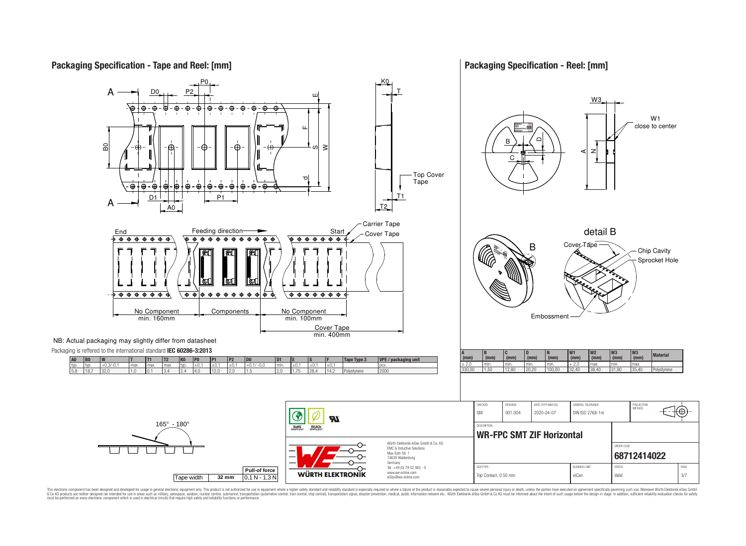## Packaging Specification - Tape and Reel: [mm]

NB: Actual packaging may slightly differ from datasheet

Packaging is reffered to the international standard **IEC 60286-3:2013**

| A0 | B0 | W | T | T1 | T2 | K0 | P0 | P1 | P2 | D0 | D1 | E | S | F | Tape Type 3 | VPE / packaging unit |
|---|---|---|---|---|---|---|---|---|---|---|---|---|---|---|---|---|
| typ. | typ. | +0,3/-0,1 | max. | max. | max. | typ. | ±0,1 | ±0,1 | ±0,1 | +0,1/ -0,0 | min. | ±0,1 | ±0,1 | ±0,1 | | pcs. |
| 5,8 | 18,7 | 32,0 | 1,0 | 0,1 | 3,4 | 2,4 | 4,0 | 12,0 | 2,0 | 1,5 | 2,0 | 1,75 | 28,4 | 14,2 | Polystyrene | 2000 |

No Component min. 160mm — Components — No Component min. 100mm; Cover Tape min. 400mm

| Tape width | 32 mm | Pull-of force 0,1 N - 1,3 N |
|---|---|---|

165° - 180°

## Packaging Specification - Reel: [mm]

| A (mm) | B (mm) | C (mm) | D (mm) | N (mm) | W1 (mm) | W2 (mm) | W3 (mm) | W3 (mm) | Material |
|---|---|---|---|---|---|---|---|---|---|
| ± 2,0 | min. | min. | min. | min. | + 2,0 | max. | min. | max. | |
| 330,00 | 1,50 | 12,80 | 20,20 | 100,00 | 32,40 | 38,40 | 31,90 | 35,40 | Polystyrene |

| CHECKED | REVISION | DATE (YYYY-MM-DD) | GENERAL TOLERANCE | PROJECTION METHOD |
|---|---|---|---|---|
| GM | 001.004 | 2020-04-07 | DIN ISO 2768-1m | |

DESCRIPTION: **WR-FPC SMT ZIF Horizontal**

ORDER CODE: **68712414022**

| SIZE/TYPE | BUSINESS UNIT | STATUS | PAGE |
|---|---|---|---|
| Top Contact, 0.50 mm | eiCan | Valid | 3/7 |

Würth Elektronik eiSos GmbH & Co. KG
EMC & Inductive Solutions
Max-Eyth-Str. 1
74638 Waldenburg
Germany
Tel. +49 (0) 79 42 945 - 0
www.we-online.com
eiSos@we-online.com

This electronic component has been designed and developed for usage in general electronic equipment only. This product is not authorized for use in equipment where a higher safety standard and reliability standard is especially required or where a failure of the product is reasonably expected to cause severe personal injury or death, unless the parties have executed an agreement specifically governing such use. Moreover Würth Elektronik eiSos GmbH & Co KG products are neither designed nor intended for use in areas such as military, aerospace, aviation, nuclear control, submarine, transportation (automotive control, train control, ship control), transportation signal, disaster prevention, medical, public information network etc.. Würth Elektronik eiSos GmbH & Co KG must be informed about the intent of such usage before the design-in stage. In addition, sufficient reliability evaluation checks for safety must be performed on every electronic component which is used in electrical circuits that require high safety and reliability functions or performance.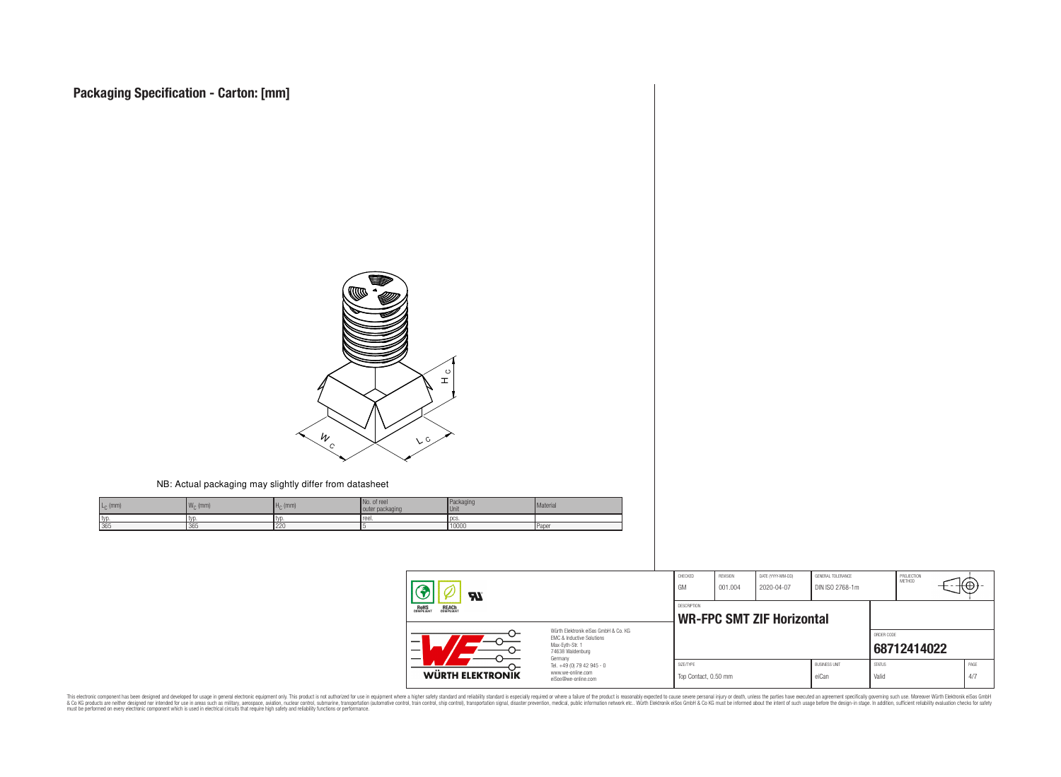# Packaging Specification - Carton: [mm]

NB: Actual packaging may slightly differ from datasheet

| $L_C$ (mm) | $W_C$ (mm) | $H_C$ (mm) | No. of reel outer packaging | Packaging Unit | Material |
|---|---|---|---|---|---|
| typ. | typ. | typ. | reel. | pcs. | |
| 365 | 365 | 220 | 5 | 10000 | Paper |

| CHECKED | REVISION | DATE (YYYY-MM-DD) | GENERAL TOLERANCE | PROJECTION METHOD |
|---|---|---|---|---|
| GM | 001.004 | 2020-04-07 | DIN ISO 2768-1m | |

DESCRIPTION

**WR-FPC SMT ZIF Horizontal**

Würth Elektronik eiSos GmbH & Co. KG
EMC & Inductive Solutions
Max-Eyth-Str. 1
74638 Waldenburg
Germany
Tel. +49 (0) 79 42 945 - 0
www.we-online.com
eiSos@we-online.com

ORDER CODE: **68712414022**

| SIZE/TYPE | BUSINESS UNIT | STATUS | PAGE |
|---|---|---|---|
| Top Contact, 0.50 mm | eiCan | Valid | 4/7 |

This electronic component has been designed and developed for usage in general electronic equipment only. This product is not authorized for use in equipment where a higher safety standard and reliability standard is especially required or where a failure of the product is reasonably expected to cause severe personal injury or death, unless the parties have executed an agreement specifically governing such use. Moreover Würth Elektronik eiSos GmbH & Co KG products are neither designed nor intended for use in areas such as military, aerospace, aviation, nuclear control, submarine, transportation (automotive control, train control, ship control), transportation signal, disaster prevention, medical, public information network etc.. Würth Elektronik eiSos GmbH & Co KG must be informed about the intent of such usage before the design-in stage. In addition, sufficient reliability evaluation checks for safety must be performed on every electronic component which is used in electrical circuits that require high safety and reliability functions or performance.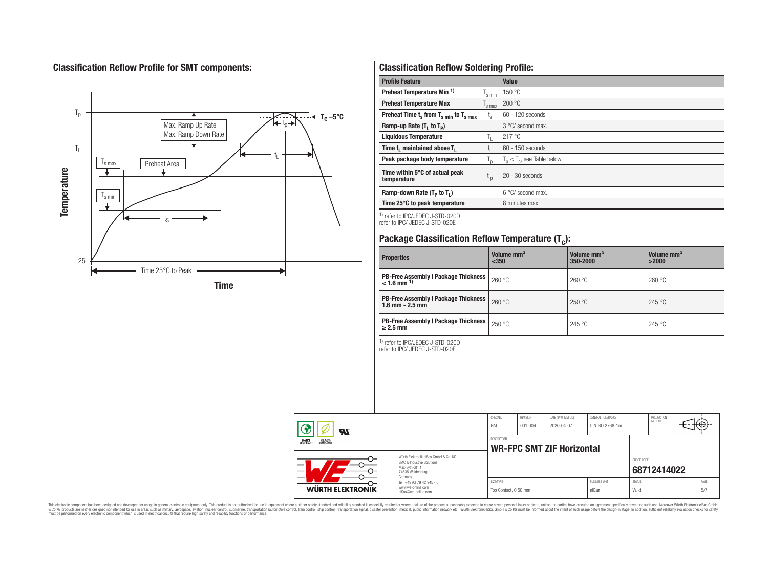## Classification Reflow Profile for SMT components:

## Classification Reflow Soldering Profile:

| Profile Feature | | Value |
|---|---|---|
| **Preheat Temperature Min** [1] | $T_{s\ min}$ | 150 °C |
| **Preheat Temperature Max** | $T_{s\ max}$ | 200 °C |
| **Preheat Time $t_s$ from $T_{s\ min}$ to $T_{s\ max}$** | $t_s$ | 60 - 120 seconds |
| **Ramp-up Rate ($T_L$ to $T_P$)** | | 3 °C/ second max. |
| **Liquidous Temperature** | $T_L$ | 217 °C |
| **Time $t_L$ maintained above $T_L$** | $t_L$ | 60 - 150 seconds |
| **Peak package body temperature** | $T_p$ | $T_p \leq T_c$, see Table below |
| **Time within 5°C of actual peak temperature** | $t_p$ | 20 - 30 seconds |
| **Ramp-down Rate ($T_P$ to $T_L$)** | | 6 °C/ second max. |
| **Time 25°C to peak temperature** | | 8 minutes max. |

[1] refer to IPC/JEDEC J-STD-020D
refer to IPC/ JEDEC J-STD-020E

## Package Classification Reflow Temperature ($T_c$):

| Properties | Volume mm³ <350 | Volume mm³ 350-2000 | Volume mm³ >2000 |
|---|---|---|---|
| **PB-Free Assembly \| Package Thickness < 1.6 mm** [1] | 260 °C | 260 °C | 260 °C |
| **PB-Free Assembly \| Package Thickness 1.6 mm - 2.5 mm** | 260 °C | 250 °C | 245 °C |
| **PB-Free Assembly \| Package Thickness ≥ 2.5 mm** | 250 °C | 245 °C | 245 °C |

[1] refer to IPC/JEDEC J-STD-020D
refer to IPC/ JEDEC J-STD-020E

| CHECKED | REVISION | DATE (YYYY-MM-DD) | GENERAL TOLERANCE | PROJECTION METHOD |
|---|---|---|---|---|
| GM | 001.004 | 2020-04-07 | DIN ISO 2768-1m | |

DESCRIPTION: **WR-FPC SMT ZIF Horizontal**

ORDER CODE: **68712414022**

| SIZE/TYPE | BUSINESS UNIT | STATUS | PAGE |
|---|---|---|---|
| Top Contact, 0.50 mm | eiCan | Valid | 5/7 |

Würth Elektronik eiSos GmbH & Co. KG
EMC & Inductive Solutions
Max-Eyth-Str. 1
74638 Waldenburg
Germany
Tel. +49 (0) 79 42 945 - 0
www.we-online.com
eiSos@we-online.com

This electronic component has been designed and developed for usage in general electronic equipment only. This product is not authorized for use in equipment where a higher safety standard and reliability standard is especially required or where a failure of the product is reasonably expected to cause severe personal injury or death, unless the parties have executed an agreement specifically governing such use. Moreover Würth Elektronik eiSos GmbH & Co KG products are neither designed nor intended for use in areas such as military, aerospace, aviation, nuclear control, submarine, transportation (automotive control, train control, ship control), transportation signal, disaster prevention, medical, public information network etc.. Würth Elektronik eiSos GmbH & Co KG must be informed about the intent of such usage before the design-in stage. In addition, sufficient reliability evaluation checks for safety must be performed on every electronic component which is used in electrical circuits that require high safety and reliability functions or performance.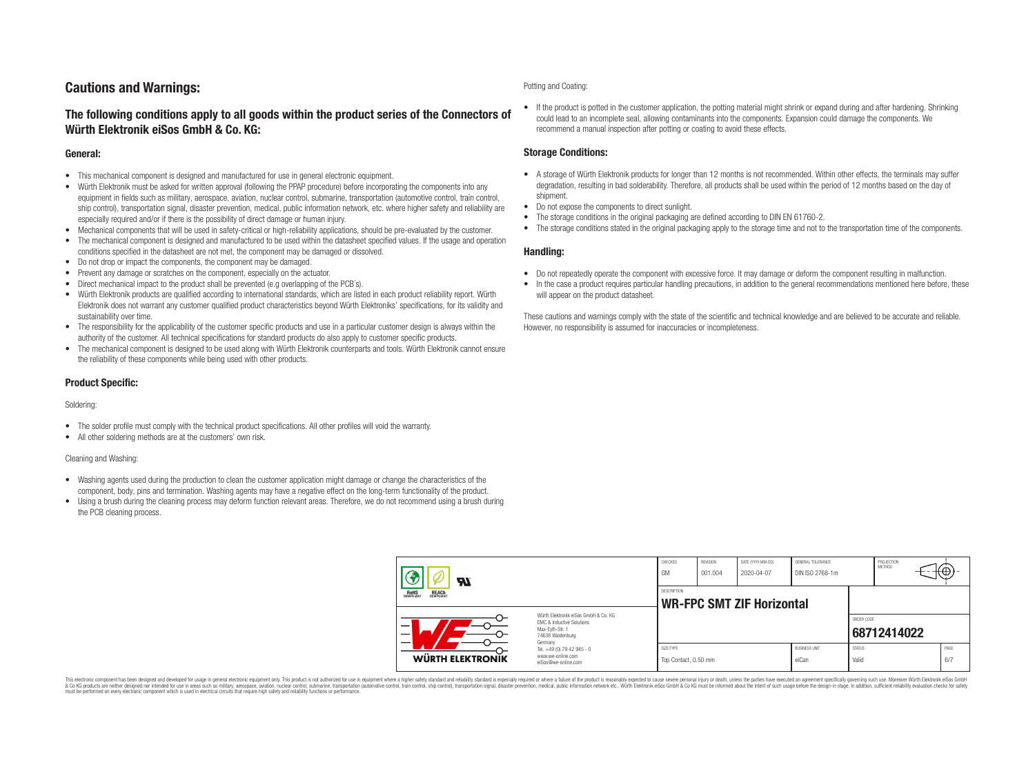# Cautions and Warnings:

## The following conditions apply to all goods within the product series of the Connectors of Würth Elektronik eiSos GmbH & Co. KG:

### General:

- This mechanical component is designed and manufactured for use in general electronic equipment.
- Würth Elektronik must be asked for written approval (following the PPAP procedure) before incorporating the components into any equipment in fields such as military, aerospace, aviation, nuclear control, submarine, transportation (automotive control, train control, ship control), transportation signal, disaster prevention, medical, public information network, etc. where higher safety and reliability are especially required and/or if there is the possibility of direct damage or human injury.
- Mechanical components that will be used in safety-critical or high-reliability applications, should be pre-evaluated by the customer.
- The mechanical component is designed and manufactured to be used within the datasheet specified values. If the usage and operation conditions specified in the datasheet are not met, the component may be damaged or dissolved.
- Do not drop or impact the components, the component may be damaged.
- Prevent any damage or scratches on the component, especially on the actuator.
- Direct mechanical impact to the product shall be prevented (e.g overlapping of the PCB's).
- Würth Elektronik products are qualified according to international standards, which are listed in each product reliability report. Würth Elektronik does not warrant any customer qualified product characteristics beyond Würth Elektroniks' specifications, for its validity and sustainability over time.
- The responsibility for the applicability of the customer specific products and use in a particular customer design is always within the authority of the customer. All technical specifications for standard products do also apply to customer specific products.
- The mechanical component is designed to be used along with Würth Elektronik counterparts and tools. Würth Elektronik cannot ensure the reliability of these components while being used with other products.

### Product Specific:

Soldering:

- The solder profile must comply with the technical product specifications. All other profiles will void the warranty.
- All other soldering methods are at the customers' own risk.

Cleaning and Washing:

- Washing agents used during the production to clean the customer application might damage or change the characteristics of the component, body, pins and termination. Washing agents may have a negative effect on the long-term functionality of the product.
- Using a brush during the cleaning process may deform function relevant areas. Therefore, we do not recommend using a brush during the PCB cleaning process.

Potting and Coating:

- If the product is potted in the customer application, the potting material might shrink or expand during and after hardening. Shrinking could lead to an incomplete seal, allowing contaminants into the components. Expansion could damage the components. We recommend a manual inspection after potting or coating to avoid these effects.

### Storage Conditions:

- A storage of Würth Elektronik products for longer than 12 months is not recommended. Within other effects, the terminals may suffer degradation, resulting in bad solderability. Therefore, all products shall be used within the period of 12 months based on the day of shipment.
- Do not expose the components to direct sunlight.
- The storage conditions in the original packaging are defined according to DIN EN 61760-2.
- The storage conditions stated in the original packaging apply to the storage time and not to the transportation time of the components.

### Handling:

- Do not repeatedly operate the component with excessive force. It may damage or deform the component resulting in malfunction.
- In the case a product requires particular handling precautions, in addition to the general recommendations mentioned here before, these will appear on the product datasheet.

These cautions and warnings comply with the state of the scientific and technical knowledge and are believed to be accurate and reliable. However, no responsibility is assumed for inaccuracies or incompleteness.

| CHECKED | REVISION | DATE (YYYY-MM-DD) | GENERAL TOLERANCE | PROJECTION METHOD |
|---|---|---|---|---|
| GM | 001.004 | 2020-04-07 | DIN ISO 2768-1m | |

DESCRIPTION: **WR-FPC SMT ZIF Horizontal**

ORDER CODE: **68712414022**

| SIZE/TYPE | BUSINESS UNIT | STATUS | PAGE |
|---|---|---|---|
| Top Contact, 0.50 mm | eiCan | Valid | 6/7 |

Würth Elektronik eiSos GmbH & Co. KG
EMC & Inductive Solutions
Max-Eyth-Str. 1
74638 Waldenburg
Germany
Tel. +49 (0) 79 42 945 - 0
www.we-online.com
eiSos@we-online.com

This electronic component has been designed and developed for usage in general electronic equipment only. This product is not authorized for use in equipment where a higher safety standard and reliability standard is especially required or where a failure of the product is reasonably expected to cause severe personal injury or death, unless the parties have executed an agreement specifically governing such use. Moreover Würth Elektronik eiSos GmbH & Co KG products are neither designed nor intended for use in areas such as military, aerospace, aviation, nuclear control, submarine, transportation (automotive control, train control, ship control), transportation signal, disaster prevention, medical, public information network etc.. Würth Elektronik eiSos GmbH & Co KG must be informed about the intent of such usage before the design-in stage. In addition, sufficient reliability evaluation checks for safety must be performed on every electronic component which is used in electrical circuits that require high safety and reliability functions or performance.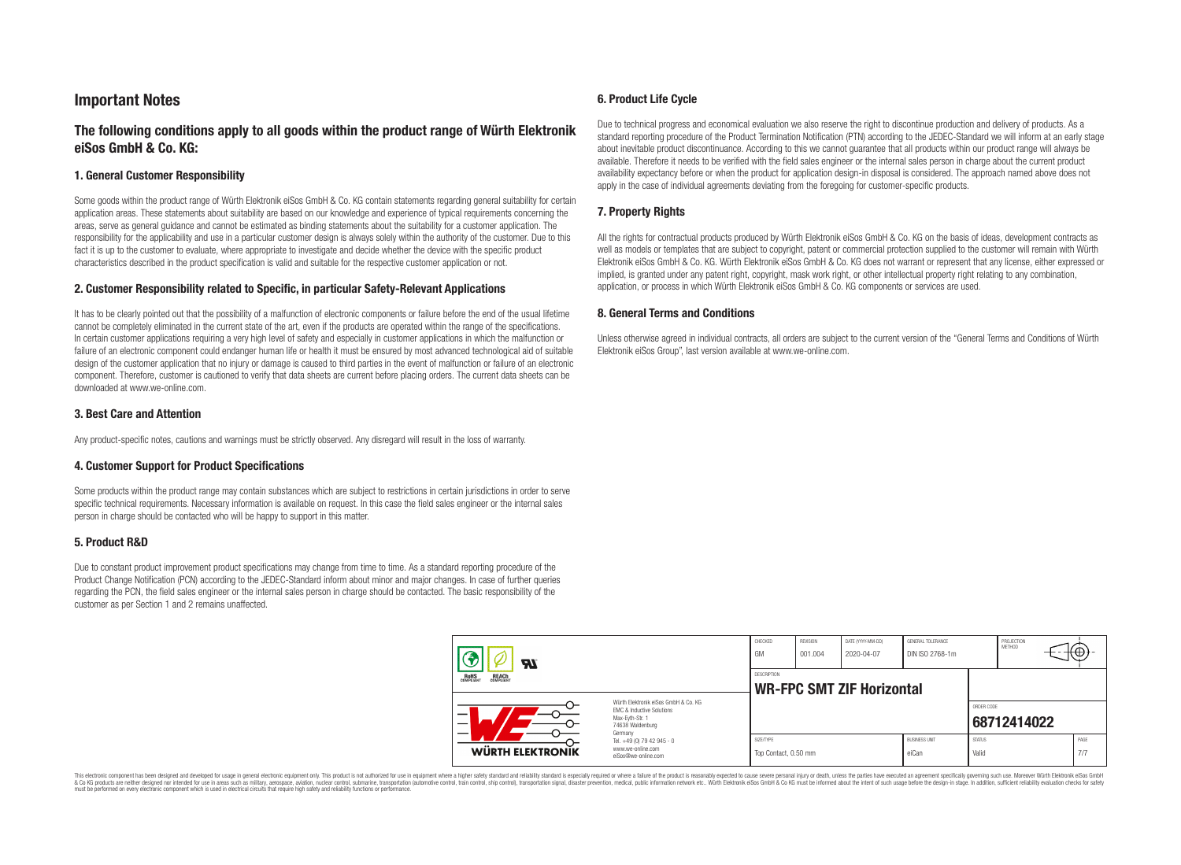# Important Notes

## The following conditions apply to all goods within the product range of Würth Elektronik eiSos GmbH & Co. KG:

### 1. General Customer Responsibility

Some goods within the product range of Würth Elektronik eiSos GmbH & Co. KG contain statements regarding general suitability for certain application areas. These statements about suitability are based on our knowledge and experience of typical requirements concerning the areas, serve as general guidance and cannot be estimated as binding statements about the suitability for a customer application. The responsibility for the applicability and use in a particular customer design is always solely within the authority of the customer. Due to this fact it is up to the customer to evaluate, where appropriate to investigate and decide whether the device with the specific product characteristics described in the product specification is valid and suitable for the respective customer application or not.

### 2. Customer Responsibility related to Specific, in particular Safety-Relevant Applications

It has to be clearly pointed out that the possibility of a malfunction of electronic components or failure before the end of the usual lifetime cannot be completely eliminated in the current state of the art, even if the products are operated within the range of the specifications. In certain customer applications requiring a very high level of safety and especially in customer applications in which the malfunction or failure of an electronic component could endanger human life or health it must be ensured by most advanced technological aid of suitable design of the customer application that no injury or damage is caused to third parties in the event of malfunction or failure of an electronic component. Therefore, customer is cautioned to verify that data sheets are current before placing orders. The current data sheets can be downloaded at www.we-online.com.

### 3. Best Care and Attention

Any product-specific notes, cautions and warnings must be strictly observed. Any disregard will result in the loss of warranty.

### 4. Customer Support for Product Specifications

Some products within the product range may contain substances which are subject to restrictions in certain jurisdictions in order to serve specific technical requirements. Necessary information is available on request. In this case the field sales engineer or the internal sales person in charge should be contacted who will be happy to support in this matter.

### 5. Product R&D

Due to constant product improvement product specifications may change from time to time. As a standard reporting procedure of the Product Change Notification (PCN) according to the JEDEC-Standard inform about minor and major changes. In case of further queries regarding the PCN, the field sales engineer or the internal sales person in charge should be contacted. The basic responsibility of the customer as per Section 1 and 2 remains unaffected.

### 6. Product Life Cycle

Due to technical progress and economical evaluation we also reserve the right to discontinue production and delivery of products. As a standard reporting procedure of the Product Termination Notification (PTN) according to the JEDEC-Standard we will inform at an early stage about inevitable product discontinuance. According to this we cannot guarantee that all products within our product range will always be available. Therefore it needs to be verified with the field sales engineer or the internal sales person in charge about the current product availability expectancy before or when the product for application design-in disposal is considered. The approach named above does not apply in the case of individual agreements deviating from the foregoing for customer-specific products.

### 7. Property Rights

All the rights for contractual products produced by Würth Elektronik eiSos GmbH & Co. KG on the basis of ideas, development contracts as well as models or templates that are subject to copyright, patent or commercial protection supplied to the customer will remain with Würth Elektronik eiSos GmbH & Co. KG. Würth Elektronik eiSos GmbH & Co. KG does not warrant or represent that any license, either expressed or implied, is granted under any patent right, copyright, mask work right, or other intellectual property right relating to any combination, application, or process in which Würth Elektronik eiSos GmbH & Co. KG components or services are used.

### 8. General Terms and Conditions

Unless otherwise agreed in individual contracts, all orders are subject to the current version of the "General Terms and Conditions of Würth Elektronik eiSos Group", last version available at www.we-online.com.

| | | | | | | |
|---|---|---|---|---|---|---|
| CHECKED GM | REVISION 001.004 | DATE (YYYY-MM-DD) 2020-04-07 | GENERAL TOLERANCE DIN ISO 2768-1m | | PROJECTION METHOD | |
| DESCRIPTION **WR-FPC SMT ZIF Horizontal** | | | | | | |
| | | | | ORDER CODE **68712414022** | | |
| SIZE/TYPE Top Contact, 0.50 mm | | | BUSINESS UNIT eiCan | STATUS Valid | | PAGE 7/7 |

Würth Elektronik eiSos GmbH & Co. KG
EMC & Inductive Solutions
Max-Eyth-Str. 1
74638 Waldenburg
Germany
Tel. +49 (0) 79 42 945 - 0
www.we-online.com
eiSos@we-online.com

This electronic component has been designed and developed for usage in general electronic equipment only. This product is not authorized for use in equipment where a higher safety standard and reliability standard is especially required or where a failure of the product is reasonably expected to cause severe personal injury or death, unless the parties have executed an agreement specifically governing such use. Moreover Würth Elektronik eiSos GmbH & Co KG products are neither designed nor intended for use in areas such as military, aerospace, aviation, nuclear control, submarine, transportation (automotive control, train control, ship control), transportation signal, disaster prevention, medical, public information network etc.. Würth Elektronik eiSos GmbH & Co KG must be informed about the intent of such usage before the design-in stage. In addition, sufficient reliability evaluation checks for safety must be performed on every electronic component which is used in electrical circuits that require high safety and reliability functions or performance.